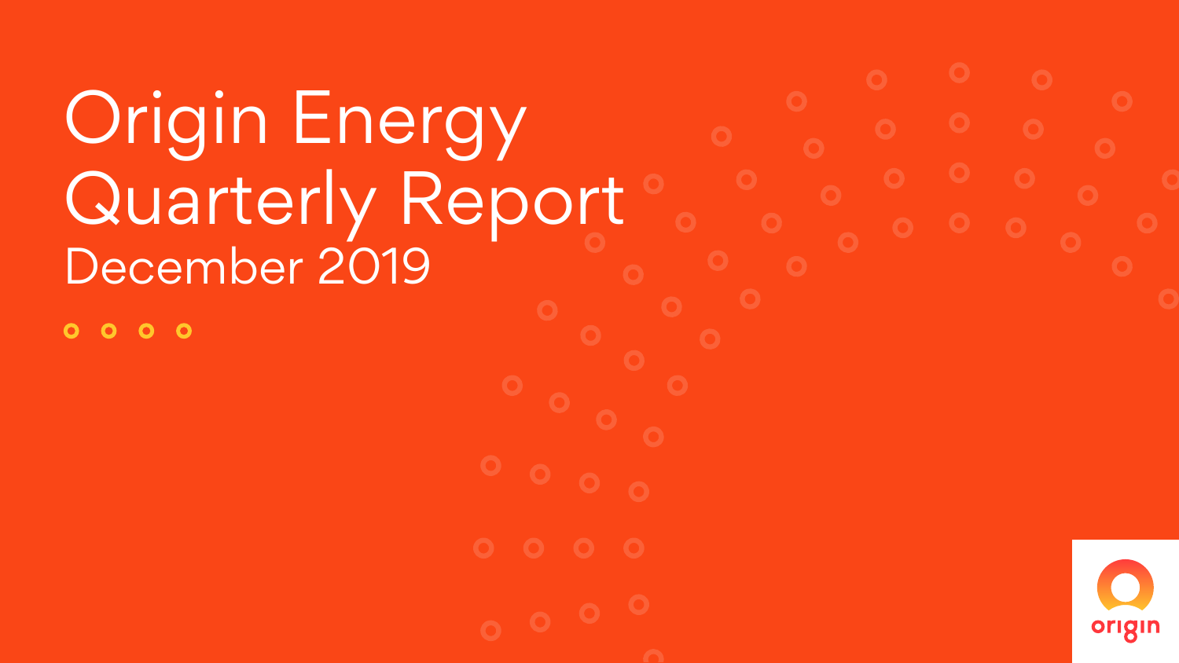# Origin Energy Quarterly Report

## December 2019

origin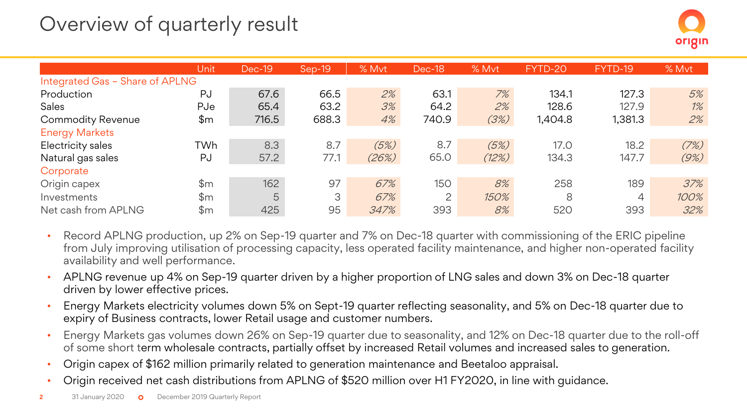# Overview of quarterly result

| | Unit | Dec-19 | Sep-19 | % Mvt | Dec-18 | % Mvt | FYTD-20 | FYTD-19 | % Mvt |
|---|---|---|---|---|---|---|---|---|---|
| Integrated Gas – Share of APLNG | | | | | | | | | |
| Production | PJ | 67.6 | 66.5 | 2% | 63.1 | 7% | 134.1 | 127.3 | 5% |
| Sales | PJe | 65.4 | 63.2 | 3% | 64.2 | 2% | 128.6 | 127.9 | 1% |
| Commodity Revenue | $m | 716.5 | 688.3 | 4% | 740.9 | (3%) | 1,404.8 | 1,381.3 | 2% |
| Energy Markets | | | | | | | | | |
| Electricity sales | TWh | 8.3 | 8.7 | (5%) | 8.7 | (5%) | 17.0 | 18.2 | (7%) |
| Natural gas sales | PJ | 57.2 | 77.1 | (26%) | 65.0 | (12%) | 134.3 | 147.7 | (9%) |
| Corporate | | | | | | | | | |
| Origin capex | $m | 162 | 97 | 67% | 150 | 8% | 258 | 189 | 37% |
| Investments | $m | 5 | 3 | 67% | 2 | 150% | 8 | 4 | 100% |
| Net cash from APLNG | $m | 425 | 95 | 347% | 393 | 8% | 520 | 393 | 32% |

- Record APLNG production, up 2% on Sep-19 quarter and 7% on Dec-18 quarter with commissioning of the ERIC pipeline from July improving utilisation of processing capacity, less operated facility maintenance, and higher non-operated facility availability and well performance.
- APLNG revenue up 4% on Sep-19 quarter driven by a higher proportion of LNG sales and down 3% on Dec-18 quarter driven by lower effective prices.
- Energy Markets electricity volumes down 5% on Sept-19 quarter reflecting seasonality, and 5% on Dec-18 quarter due to expiry of Business contracts, lower Retail usage and customer numbers.
- Energy Markets gas volumes down 26% on Sep-19 quarter due to seasonality, and 12% on Dec-18 quarter due to the roll-off of some short term wholesale contracts, partially offset by increased Retail volumes and increased sales to generation.
- Origin capex of $162 million primarily related to generation maintenance and Beetaloo appraisal.
- Origin received net cash distributions from APLNG of $520 million over H1 FY2020, in line with guidance.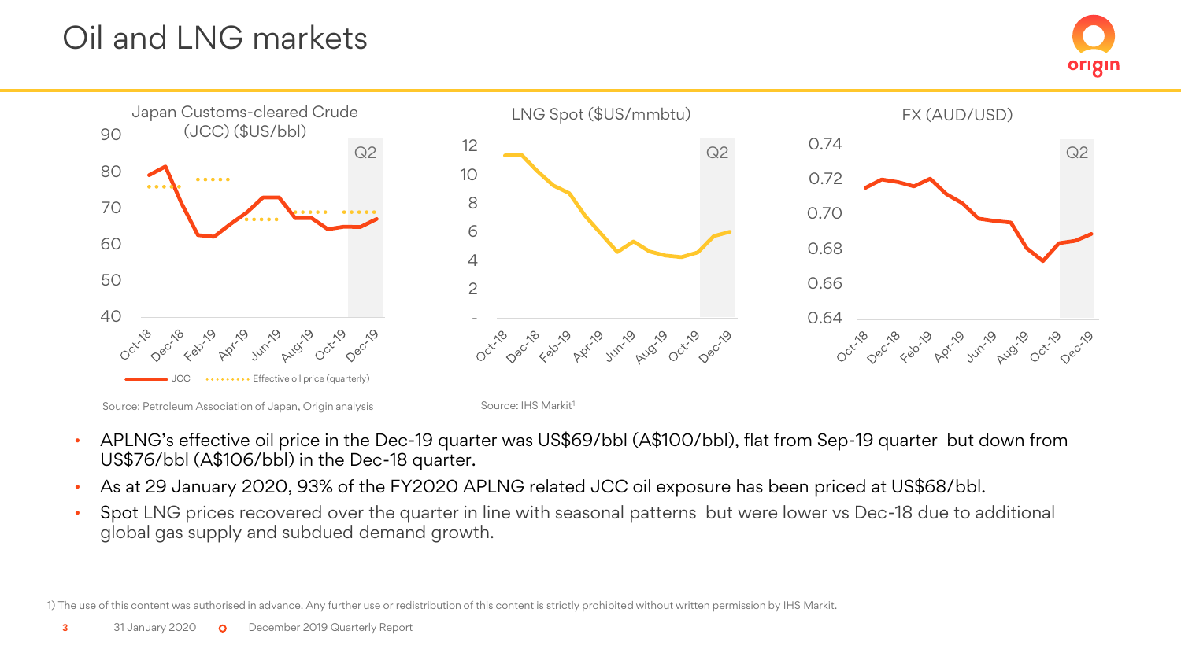# Oil and LNG markets

Japan Customs-cleared Crude (JCC) ($US/bbl)

Source: Petroleum Association of Japan, Origin analysis

LNG Spot ($US/mmbtu)

Source: IHS Markit[1]

FX (AUD/USD)

- APLNG's effective oil price in the Dec-19 quarter was US$69/bbl (A$100/bbl), flat from Sep-19 quarter but down from US$76/bbl (A$106/bbl) in the Dec-18 quarter.
- As at 29 January 2020, 93% of the FY2020 APLNG related JCC oil exposure has been priced at US$68/bbl.
- Spot LNG prices recovered over the quarter in line with seasonal patterns but were lower vs Dec-18 due to additional global gas supply and subdued demand growth.

1) The use of this content was authorised in advance. Any further use or redistribution of this content is strictly prohibited without written permission by IHS Markit.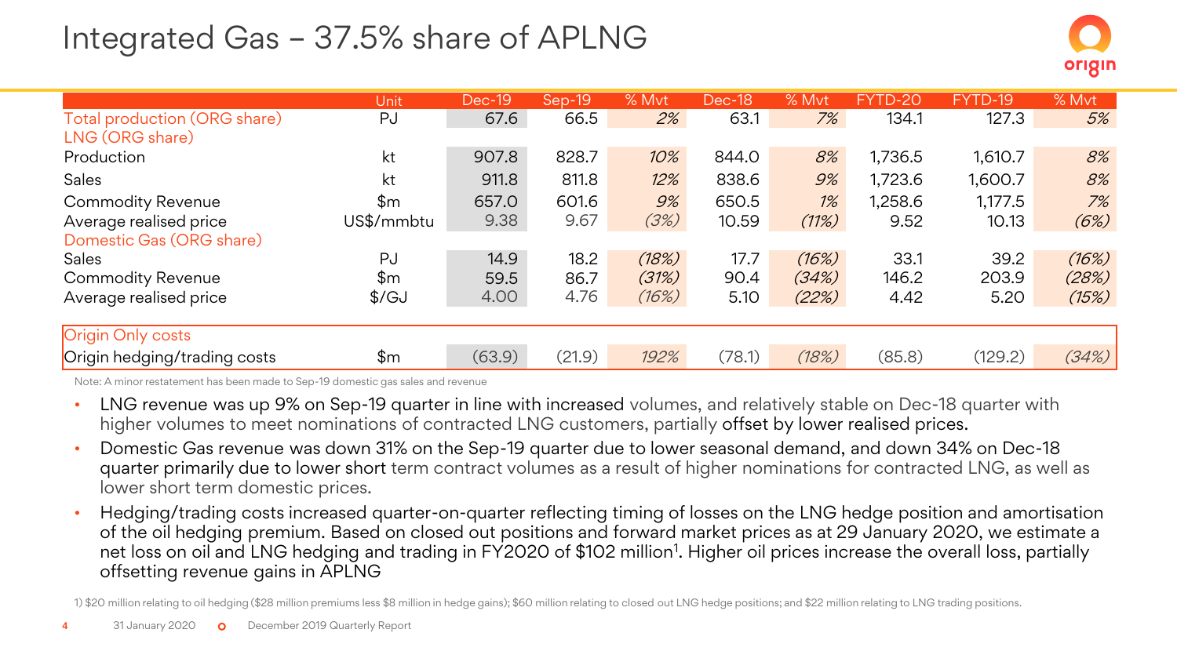# Integrated Gas – 37.5% share of APLNG

| | Unit | Dec-19 | Sep-19 | % Mvt | Dec-18 | % Mvt | FYTD-20 | FYTD-19 | % Mvt |
|---|---|---|---|---|---|---|---|---|---|
| Total production (ORG share) | PJ | 67.6 | 66.5 | 2% | 63.1 | 7% | 134.1 | 127.3 | 5% |
| **LNG (ORG share)** | | | | | | | | | |
| Production | kt | 907.8 | 828.7 | 10% | 844.0 | 8% | 1,736.5 | 1,610.7 | 8% |
| Sales | kt | 911.8 | 811.8 | 12% | 838.6 | 9% | 1,723.6 | 1,600.7 | 8% |
| Commodity Revenue | $m | 657.0 | 601.6 | 9% | 650.5 | 1% | 1,258.6 | 1,177.5 | 7% |
| Average realised price | US$/mmbtu | 9.38 | 9.67 | (3%) | 10.59 | (11%) | 9.52 | 10.13 | (6%) |
| **Domestic Gas (ORG share)** | | | | | | | | | |
| Sales | PJ | 14.9 | 18.2 | (18%) | 17.7 | (16%) | 33.1 | 39.2 | (16%) |
| Commodity Revenue | $m | 59.5 | 86.7 | (31%) | 90.4 | (34%) | 146.2 | 203.9 | (28%) |
| Average realised price | $/GJ | 4.00 | 4.76 | (16%) | 5.10 | (22%) | 4.42 | 5.20 | (15%) |
| **Origin Only costs** | | | | | | | | | |
| Origin hedging/trading costs | $m | (63.9) | (21.9) | 192% | (78.1) | (18%) | (85.8) | (129.2) | (34%) |

Note: A minor restatement has been made to Sep-19 domestic gas sales and revenue

- LNG revenue was up 9% on Sep-19 quarter in line with increased volumes, and relatively stable on Dec-18 quarter with higher volumes to meet nominations of contracted LNG customers, partially offset by lower realised prices.
- Domestic Gas revenue was down 31% on the Sep-19 quarter due to lower seasonal demand, and down 34% on Dec-18 quarter primarily due to lower short term contract volumes as a result of higher nominations for contracted LNG, as well as lower short term domestic prices.
- Hedging/trading costs increased quarter-on-quarter reflecting timing of losses on the LNG hedge position and amortisation of the oil hedging premium. Based on closed out positions and forward market prices as at 29 January 2020, we estimate a net loss on oil and LNG hedging and trading in FY2020 of $102 million[1]. Higher oil prices increase the overall loss, partially offsetting revenue gains in APLNG

1) $20 million relating to oil hedging ($28 million premiums less $8 million in hedge gains); $60 million relating to closed out LNG hedge positions; and $22 million relating to LNG trading positions.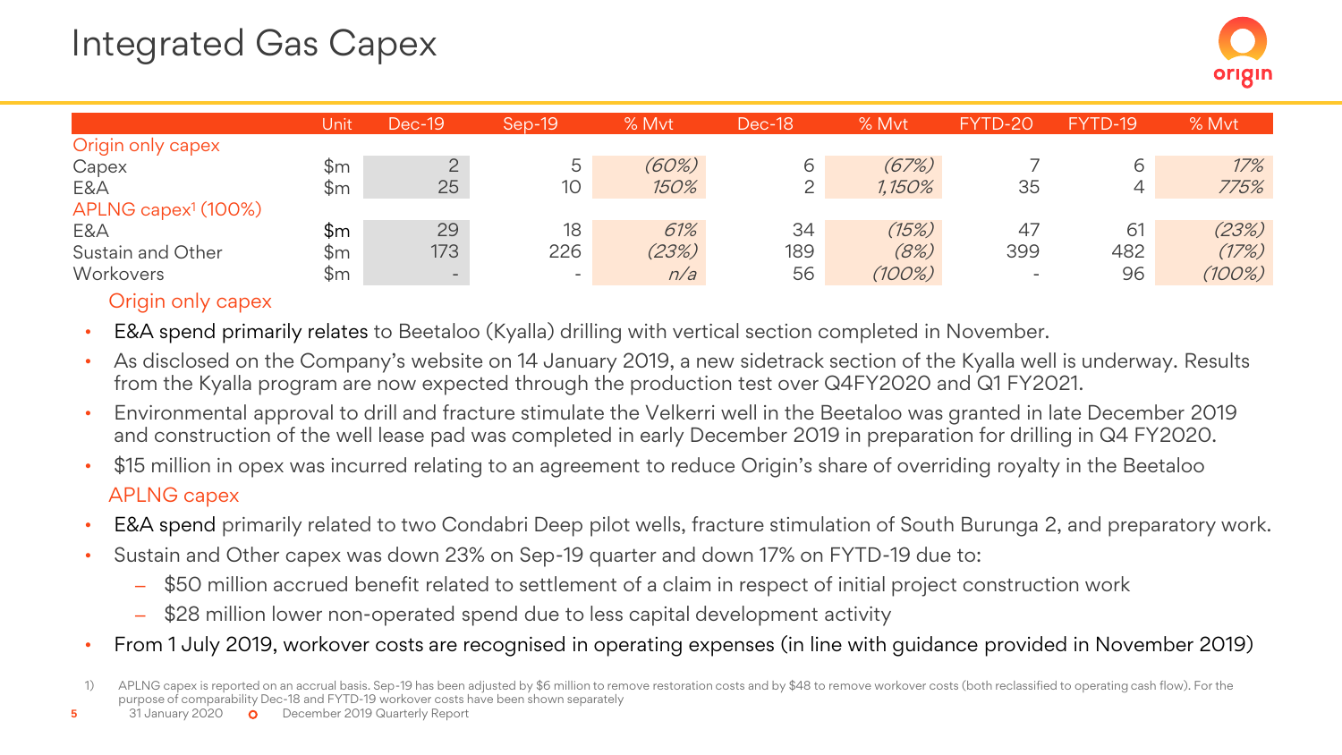# Integrated Gas Capex

| | Unit | Dec-19 | Sep-19 | % Mvt | Dec-18 | % Mvt | FYTD-20 | FYTD-19 | % Mvt |
|---|---|---|---|---|---|---|---|---|---|
| **Origin only capex** | | | | | | | | | |
| Capex | $m | 2 | 5 | *(60%)* | 6 | *(67%)* | 7 | 6 | *17%* |
| E&A | $m | 25 | 10 | *150%* | 2 | *1,150%* | 35 | 4 | *775%* |
| **APLNG capex[1] (100%)** | | | | | | | | | |
| E&A | $m | 29 | 18 | *61%* | 34 | *(15%)* | 47 | 61 | *(23%)* |
| Sustain and Other | $m | 173 | 226 | *(23%)* | 189 | *(8%)* | 399 | 482 | *(17%)* |
| Workovers | $m | - | - | *n/a* | 56 | *(100%)* | - | 96 | *(100%)* |

**Origin only capex**

- E&A spend primarily relates to Beetaloo (Kyalla) drilling with vertical section completed in November.
- As disclosed on the Company's website on 14 January 2019, a new sidetrack section of the Kyalla well is underway. Results from the Kyalla program are now expected through the production test over Q4FY2020 and Q1 FY2021.
- Environmental approval to drill and fracture stimulate the Velkerri well in the Beetaloo was granted in late December 2019 and construction of the well lease pad was completed in early December 2019 in preparation for drilling in Q4 FY2020.
- $15 million in opex was incurred relating to an agreement to reduce Origin's share of overriding royalty in the Beetaloo

**APLNG capex**

- E&A spend primarily related to two Condabri Deep pilot wells, fracture stimulation of South Burunga 2, and preparatory work.
- Sustain and Other capex was down 23% on Sep-19 quarter and down 17% on FYTD-19 due to:
  - $50 million accrued benefit related to settlement of a claim in respect of initial project construction work
  - $28 million lower non-operated spend due to less capital development activity
- From 1 July 2019, workover costs are recognised in operating expenses (in line with guidance provided in November 2019)

1) APLNG capex is reported on an accrual basis. Sep-19 has been adjusted by $6 million to remove restoration costs and by $48 to remove workover costs (both reclassified to operating cash flow). For the purpose of comparability Dec-18 and FYTD-19 workover costs have been shown separately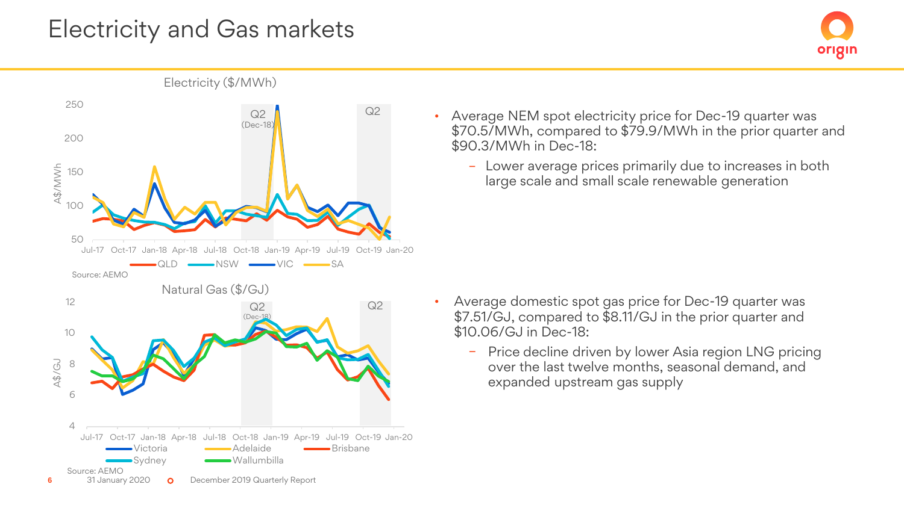# Electricity and Gas markets

**Electricity ($/MWh)**

Source: AEMO

- Average NEM spot electricity price for Dec-19 quarter was $70.5/MWh, compared to $79.9/MWh in the prior quarter and $90.3/MWh in Dec-18:
  - Lower average prices primarily due to increases in both large scale and small scale renewable generation

**Natural Gas ($/GJ)**

Source: AEMO

- Average domestic spot gas price for Dec-19 quarter was $7.51/GJ, compared to $8.11/GJ in the prior quarter and $10.06/GJ in Dec-18:
  - Price decline driven by lower Asia region LNG pricing over the last twelve months, seasonal demand, and expanded upstream gas supply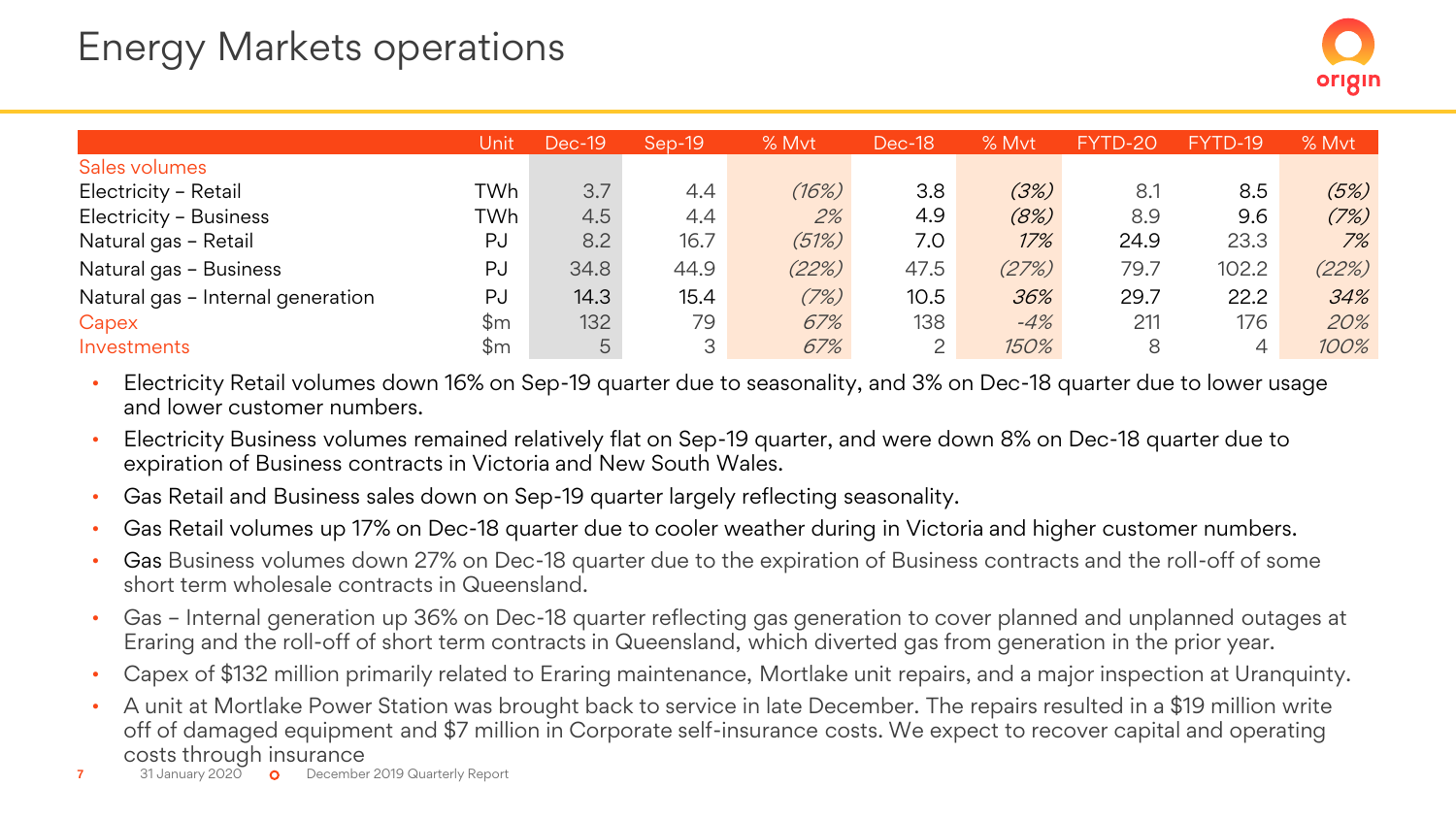# Energy Markets operations

| | Unit | Dec-19 | Sep-19 | % Mvt | Dec-18 | % Mvt | FYTD-20 | FYTD-19 | % Mvt |
|---|---|---|---|---|---|---|---|---|---|
| Sales volumes | | | | | | | | | |
| Electricity – Retail | TWh | 3.7 | 4.4 | *(16%)* | 3.8 | *(3%)* | 8.1 | 8.5 | *(5%)* |
| Electricity – Business | TWh | 4.5 | 4.4 | *2%* | 4.9 | *(8%)* | 8.9 | 9.6 | *(7%)* |
| Natural gas – Retail | PJ | 8.2 | 16.7 | *(51%)* | 7.0 | *17%* | 24.9 | 23.3 | *7%* |
| Natural gas – Business | PJ | 34.8 | 44.9 | *(22%)* | 47.5 | *(27%)* | 79.7 | 102.2 | *(22%)* |
| Natural gas – Internal generation | PJ | 14.3 | 15.4 | *(7%)* | 10.5 | *36%* | 29.7 | 22.2 | *34%* |
| Capex | $m | 132 | 79 | *67%* | 138 | *-4%* | 211 | 176 | *20%* |
| Investments | $m | 5 | 3 | *67%* | 2 | *150%* | 8 | 4 | *100%* |

- Electricity Retail volumes down 16% on Sep-19 quarter due to seasonality, and 3% on Dec-18 quarter due to lower usage and lower customer numbers.
- Electricity Business volumes remained relatively flat on Sep-19 quarter, and were down 8% on Dec-18 quarter due to expiration of Business contracts in Victoria and New South Wales.
- Gas Retail and Business sales down on Sep-19 quarter largely reflecting seasonality.
- Gas Retail volumes up 17% on Dec-18 quarter due to cooler weather during in Victoria and higher customer numbers.
- Gas Business volumes down 27% on Dec-18 quarter due to the expiration of Business contracts and the roll-off of some short term wholesale contracts in Queensland.
- Gas – Internal generation up 36% on Dec-18 quarter reflecting gas generation to cover planned and unplanned outages at Eraring and the roll-off of short term contracts in Queensland, which diverted gas from generation in the prior year.
- Capex of $132 million primarily related to Eraring maintenance, Mortlake unit repairs, and a major inspection at Uranquinty.
- A unit at Mortlake Power Station was brought back to service in late December. The repairs resulted in a $19 million write off of damaged equipment and $7 million in Corporate self-insurance costs. We expect to recover capital and operating costs through insurance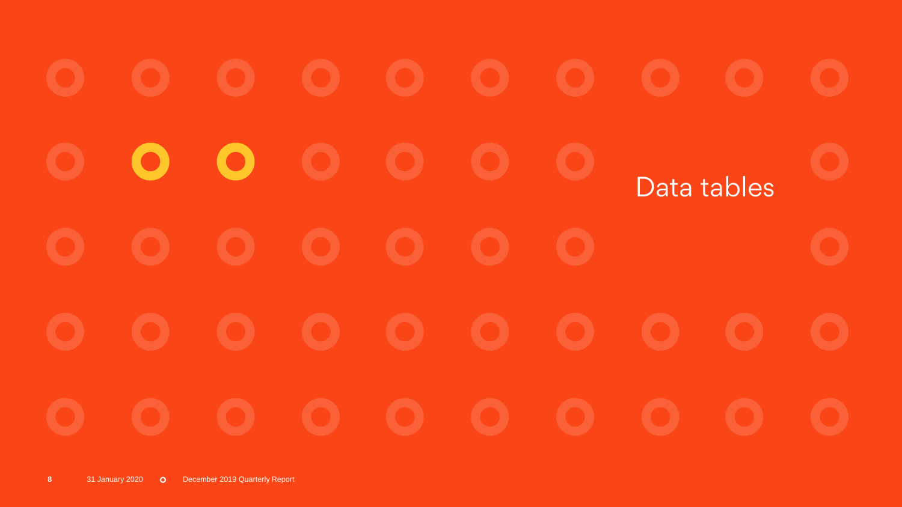# Data tables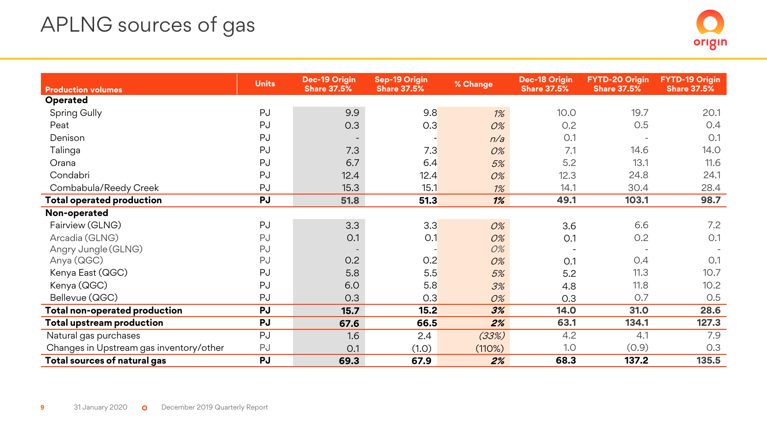# APLNG sources of gas

| Production volumes | Units | Dec-19 Origin Share 37.5% | Sep-19 Origin Share 37.5% | % Change | Dec-18 Origin Share 37.5% | FYTD-20 Origin Share 37.5% | FYTD-19 Origin Share 37.5% |
|---|---|---|---|---|---|---|---|
| **Operated** | | | | | | | |
| Spring Gully | PJ | 9.9 | 9.8 | *1%* | 10.0 | 19.7 | 20.1 |
| Peat | PJ | 0.3 | 0.3 | *0%* | 0.2 | 0.5 | 0.4 |
| Denison | PJ | - | - | *n/a* | 0.1 | - | 0.1 |
| Talinga | PJ | 7.3 | 7.3 | *0%* | 7.1 | 14.6 | 14.0 |
| Orana | PJ | 6.7 | 6.4 | *5%* | 5.2 | 13.1 | 11.6 |
| Condabri | PJ | 12.4 | 12.4 | *0%* | 12.3 | 24.8 | 24.1 |
| Combabula/Reedy Creek | PJ | 15.3 | 15.1 | *1%* | 14.1 | 30.4 | 28.4 |
| **Total operated production** | **PJ** | **51.8** | **51.3** | ***1%*** | **49.1** | **103.1** | **98.7** |
| **Non-operated** | | | | | | | |
| Fairview (GLNG) | PJ | 3.3 | 3.3 | *0%* | 3.6 | 6.6 | 7.2 |
| Arcadia (GLNG) | PJ | 0.1 | 0.1 | *0%* | 0.1 | 0.2 | 0.1 |
| Angry Jungle (GLNG) | PJ | - | - | *0%* | - | - | - |
| Anya (QGC) | PJ | 0.2 | 0.2 | *0%* | 0.1 | 0.4 | 0.1 |
| Kenya East (QGC) | PJ | 5.8 | 5.5 | *5%* | 5.2 | 11.3 | 10.7 |
| Kenya (QGC) | PJ | 6.0 | 5.8 | *3%* | 4.8 | 11.8 | 10.2 |
| Bellevue (QGC) | PJ | 0.3 | 0.3 | *0%* | 0.3 | 0.7 | 0.5 |
| **Total non-operated production** | **PJ** | **15.7** | **15.2** | ***3%*** | **14.0** | **31.0** | **28.6** |
| **Total upstream production** | **PJ** | **67.6** | **66.5** | ***2%*** | **63.1** | **134.1** | **127.3** |
| Natural gas purchases | PJ | 1.6 | 2.4 | *(33%)* | 4.2 | 4.1 | 7.9 |
| Changes in Upstream gas inventory/other | PJ | 0.1 | (1.0) | (110%) | 1.0 | (0.9) | 0.3 |
| **Total sources of natural gas** | **PJ** | **69.3** | **67.9** | ***2%*** | **68.3** | **137.2** | **135.5** |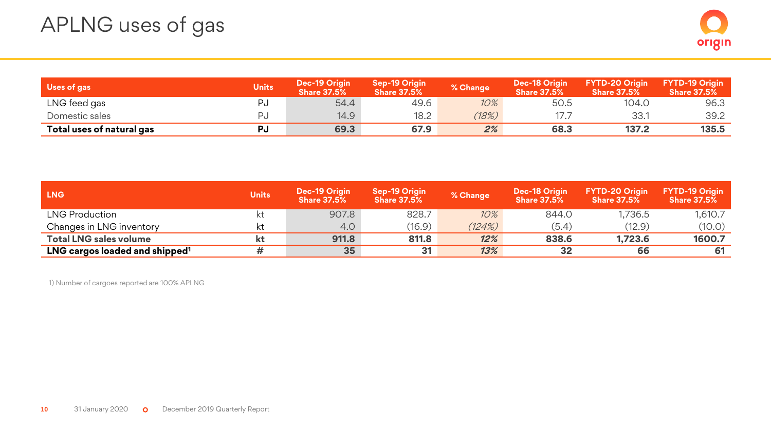# APLNG uses of gas

| Uses of gas | Units | Dec-19 Origin Share 37.5% | Sep-19 Origin Share 37.5% | % Change | Dec-18 Origin Share 37.5% | FYTD-20 Origin Share 37.5% | FYTD-19 Origin Share 37.5% |
|---|---|---|---|---|---|---|---|
| LNG feed gas | PJ | 54.4 | 49.6 | *10%* | 50.5 | 104.0 | 96.3 |
| Domestic sales | PJ | 14.9 | 18.2 | *(18%)* | 17.7 | 33.1 | 39.2 |
| **Total uses of natural gas** | **PJ** | **69.3** | **67.9** | ***2%*** | **68.3** | **137.2** | **135.5** |

| LNG | Units | Dec-19 Origin Share 37.5% | Sep-19 Origin Share 37.5% | % Change | Dec-18 Origin Share 37.5% | FYTD-20 Origin Share 37.5% | FYTD-19 Origin Share 37.5% |
|---|---|---|---|---|---|---|---|
| LNG Production | kt | 907.8 | 828.7 | *10%* | 844.0 | 1,736.5 | 1,610.7 |
| Changes in LNG inventory | kt | 4.0 | (16.9) | *(124%)* | (5.4) | (12.9) | (10.0) |
| **Total LNG sales volume** | **kt** | **911.8** | **811.8** | ***12%*** | **838.6** | **1,723.6** | **1600.7** |
| **LNG cargos loaded and shipped**[1] | **#** | **35** | **31** | ***13%*** | **32** | **66** | **61** |

1) Number of cargoes reported are 100% APLNG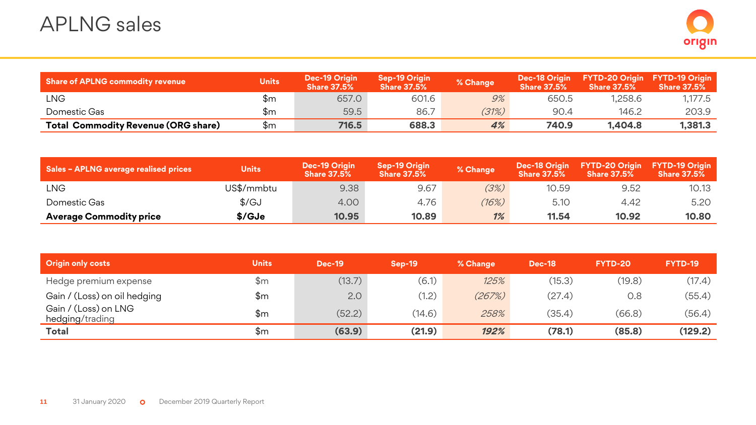# APLNG sales

| Share of APLNG commodity revenue | Units | Dec-19 Origin Share 37.5% | Sep-19 Origin Share 37.5% | % Change | Dec-18 Origin Share 37.5% | FYTD-20 Origin Share 37.5% | FYTD-19 Origin Share 37.5% |
|---|---|---|---|---|---|---|---|
| LNG | $m | 657.0 | 601.6 | *9%* | 650.5 | 1,258.6 | 1,177.5 |
| Domestic Gas | $m | 59.5 | 86.7 | *(31%)* | 90.4 | 146.2 | 203.9 |
| **Total Commodity Revenue (ORG share)** | $m | **716.5** | **688.3** | ***4%*** | **740.9** | **1,404.8** | **1,381.3** |

| Sales – APLNG average realised prices | Units | Dec-19 Origin Share 37.5% | Sep-19 Origin Share 37.5% | % Change | Dec-18 Origin Share 37.5% | FYTD-20 Origin Share 37.5% | FYTD-19 Origin Share 37.5% |
|---|---|---|---|---|---|---|---|
| LNG | US$/mmbtu | 9.38 | 9.67 | *(3%)* | 10.59 | 9.52 | 10.13 |
| Domestic Gas | $/GJ | 4.00 | 4.76 | *(16%)* | 5.10 | 4.42 | 5.20 |
| **Average Commodity price** | **$/GJe** | **10.95** | **10.89** | ***1%*** | **11.54** | **10.92** | **10.80** |

| Origin only costs | Units | Dec-19 | Sep-19 | % Change | Dec-18 | FYTD-20 | FYTD-19 |
|---|---|---|---|---|---|---|---|
| Hedge premium expense | $m | (13.7) | (6.1) | *125%* | (15.3) | (19.8) | (17.4) |
| Gain / (Loss) on oil hedging | $m | 2.0 | (1.2) | *(267%)* | (27.4) | 0.8 | (55.4) |
| Gain / (Loss) on LNG hedging/trading | $m | (52.2) | (14.6) | *258%* | (35.4) | (66.8) | (56.4) |
| **Total** | $m | **(63.9)** | **(21.9)** | ***192%*** | **(78.1)** | **(85.8)** | **(129.2)** |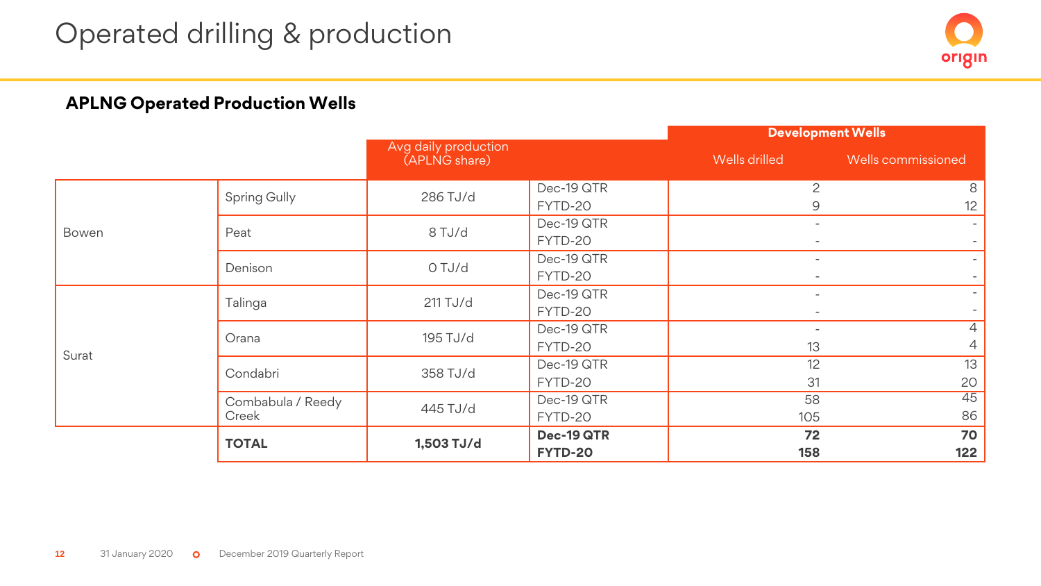# Operated drilling & production

## APLNG Operated Production Wells

| | | Avg daily production (APLNG share) | | Development Wells | |
|---|---|---|---|---|---|
| | | | | Wells drilled | Wells commissioned |
| Bowen | Spring Gully | 286 TJ/d | Dec-19 QTR | 2 | 8 |
| | | | FYTD-20 | 9 | 12 |
| | Peat | 8 TJ/d | Dec-19 QTR | - | - |
| | | | FYTD-20 | - | - |
| | Denison | 0 TJ/d | Dec-19 QTR | - | - |
| | | | FYTD-20 | - | - |
| Surat | Talinga | 211 TJ/d | Dec-19 QTR | - | - |
| | | | FYTD-20 | - | - |
| | Orana | 195 TJ/d | Dec-19 QTR | - | 4 |
| | | | FYTD-20 | 13 | 4 |
| | Condabri | 358 TJ/d | Dec-19 QTR | 12 | 13 |
| | | | FYTD-20 | 31 | 20 |
| | Combabula / Reedy Creek | 445 TJ/d | Dec-19 QTR | 58 | 45 |
| | | | FYTD-20 | 105 | 86 |
| | **TOTAL** | **1,503 TJ/d** | **Dec-19 QTR** | **72** | **70** |
| | | | **FYTD-20** | **158** | **122** |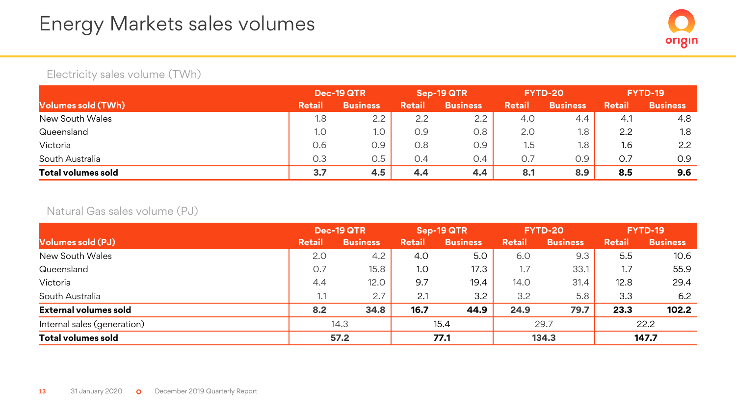# Energy Markets sales volumes

Electricity sales volume (TWh)

| Volumes sold (TWh) | Dec-19 QTR | | Sep-19 QTR | | FYTD-20 | | FYTD-19 | |
|---|---|---|---|---|---|---|---|---|
| | Retail | Business | Retail | Business | Retail | Business | Retail | Business |
| New South Wales | 1.8 | 2.2 | 2.2 | 2.2 | 4.0 | 4.4 | 4.1 | 4.8 |
| Queensland | 1.0 | 1.0 | 0.9 | 0.8 | 2.0 | 1.8 | 2.2 | 1.8 |
| Victoria | 0.6 | 0.9 | 0.8 | 0.9 | 1.5 | 1.8 | 1.6 | 2.2 |
| South Australia | 0.3 | 0.5 | 0.4 | 0.4 | 0.7 | 0.9 | 0.7 | 0.9 |
| **Total volumes sold** | **3.7** | **4.5** | **4.4** | **4.4** | **8.1** | **8.9** | **8.5** | **9.6** |

Natural Gas sales volume (PJ)

| Volumes sold (PJ) | Dec-19 QTR | | Sep-19 QTR | | FYTD-20 | | FYTD-19 | |
|---|---|---|---|---|---|---|---|---|
| | Retail | Business | Retail | Business | Retail | Business | Retail | Business |
| New South Wales | 2.0 | 4.2 | 4.0 | 5.0 | 6.0 | 9.3 | 5.5 | 10.6 |
| Queensland | 0.7 | 15.8 | 1.0 | 17.3 | 1.7 | 33.1 | 1.7 | 55.9 |
| Victoria | 4.4 | 12.0 | 9.7 | 19.4 | 14.0 | 31.4 | 12.8 | 29.4 |
| South Australia | 1.1 | 2.7 | 2.1 | 3.2 | 3.2 | 5.8 | 3.3 | 6.2 |
| **External volumes sold** | **8.2** | **34.8** | **16.7** | **44.9** | **24.9** | **79.7** | **23.3** | **102.2** |
| Internal sales (generation) | 14.3 | | 15.4 | | 29.7 | | 22.2 | |
| **Total volumes sold** | **57.2** | | **77.1** | | **134.3** | | **147.7** | |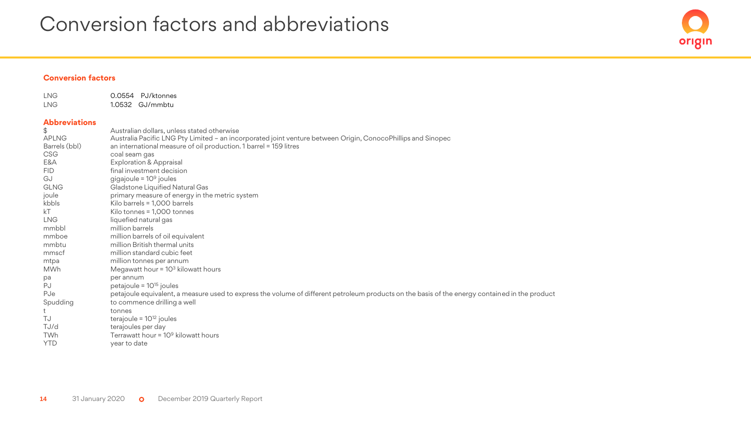# Conversion factors and abbreviations

## Conversion factors

| | |
|---|---|
| LNG | 0.0554 PJ/ktonnes |
| LNG | 1.0532 GJ/mmbtu |

## Abbreviations

| | |
|---|---|
| $ | Australian dollars, unless stated otherwise |
| APLNG | Australia Pacific LNG Pty Limited – an incorporated joint venture between Origin, ConocoPhillips and Sinopec |
| Barrels (bbl) | an international measure of oil production. 1 barrel = 159 litres |
| CSG | coal seam gas |
| E&A | Exploration & Appraisal |
| FID | final investment decision |
| GJ | gigajoule = $10^9$ joules |
| GLNG | Gladstone Liquified Natural Gas |
| joule | primary measure of energy in the metric system |
| kbbls | Kilo barrels = 1,000 barrels |
| kT | Kilo tonnes = 1,000 tonnes |
| LNG | liquefied natural gas |
| mmbbl | million barrels |
| mmboe | million barrels of oil equivalent |
| mmbtu | million British thermal units |
| mmscf | million standard cubic feet |
| mtpa | million tonnes per annum |
| MWh | Megawatt hour = $10^3$ kilowatt hours |
| pa | per annum |
| PJ | petajoule = $10^{15}$ joules |
| PJe | petajoule equivalent, a measure used to express the volume of different petroleum products on the basis of the energy contained in the product |
| Spudding | to commence drilling a well |
| t | tonnes |
| TJ | terajoule = $10^{12}$ joules |
| TJ/d | terajoules per day |
| TWh | Terrawatt hour = $10^9$ kilowatt hours |
| YTD | year to date |